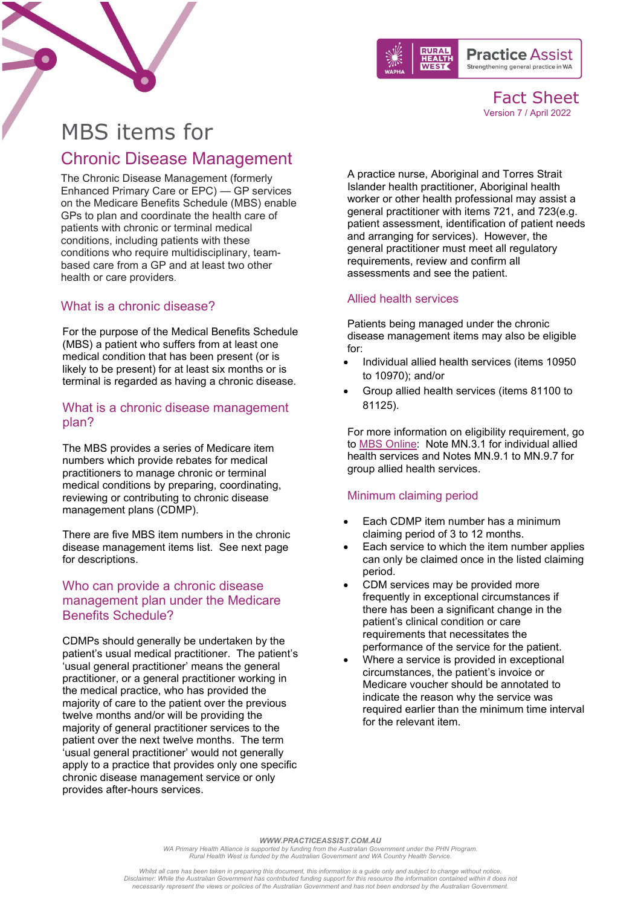Fact Sheet
Version 7 / April 2022

# MBS items for

## Chronic Disease Management

The Chronic Disease Management (formerly Enhanced Primary Care or EPC) — GP services on the Medicare Benefits Schedule (MBS) enable GPs to plan and coordinate the health care of patients with chronic or terminal medical conditions, including patients with these conditions who require multidisciplinary, team-based care from a GP and at least two other health or care providers.

### What is a chronic disease?

For the purpose of the Medical Benefits Schedule (MBS) a patient who suffers from at least one medical condition that has been present (or is likely to be present) for at least six months or is terminal is regarded as having a chronic disease.

### What is a chronic disease management plan?

The MBS provides a series of Medicare item numbers which provide rebates for medical practitioners to manage chronic or terminal medical conditions by preparing, coordinating, reviewing or contributing to chronic disease management plans (CDMP).

There are five MBS item numbers in the chronic disease management items list. See next page for descriptions.

### Who can provide a chronic disease management plan under the Medicare Benefits Schedule?

CDMPs should generally be undertaken by the patient's usual medical practitioner. The patient's 'usual general practitioner' means the general practitioner, or a general practitioner working in the medical practice, who has provided the majority of care to the patient over the previous twelve months and/or will be providing the majority of general practitioner services to the patient over the next twelve months. The term 'usual general practitioner' would not generally apply to a practice that provides only one specific chronic disease management service or only provides after-hours services.

A practice nurse, Aboriginal and Torres Strait Islander health practitioner, Aboriginal health worker or other health professional may assist a general practitioner with items 721, and 723(e.g. patient assessment, identification of patient needs and arranging for services). However, the general practitioner must meet all regulatory requirements, review and confirm all assessments and see the patient.

### Allied health services

Patients being managed under the chronic disease management items may also be eligible for:

- Individual allied health services (items 10950 to 10970); and/or
- Group allied health services (items 81100 to 81125).

For more information on eligibility requirement, go to MBS Online: Note MN.3.1 for individual allied health services and Notes MN.9.1 to MN.9.7 for group allied health services.

### Minimum claiming period

- Each CDMP item number has a minimum claiming period of 3 to 12 months.
- Each service to which the item number applies can only be claimed once in the listed claiming period.
- CDM services may be provided more frequently in exceptional circumstances if there has been a significant change in the patient's clinical condition or care requirements that necessitates the performance of the service for the patient.
- Where a service is provided in exceptional circumstances, the patient's invoice or Medicare voucher should be annotated to indicate the reason why the service was required earlier than the minimum time interval for the relevant item.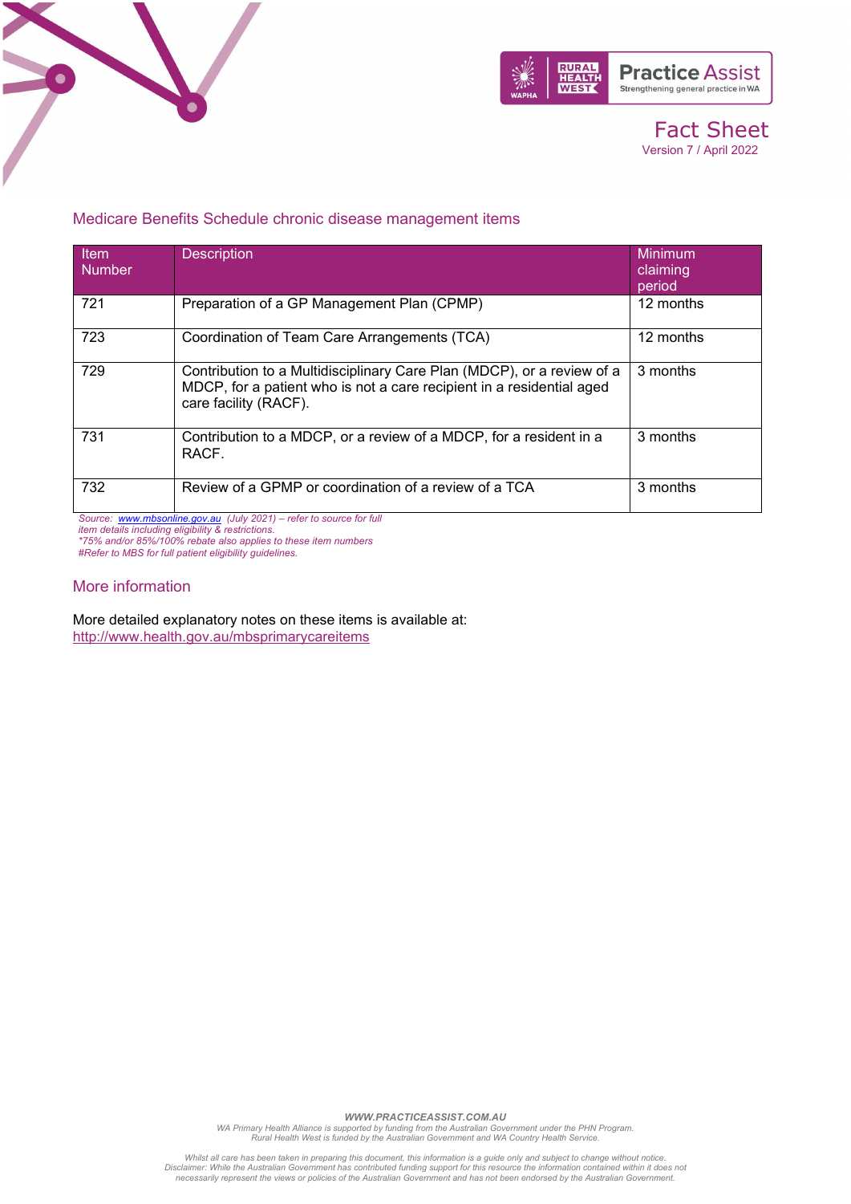## Medicare Benefits Schedule chronic disease management items

| Item Number | Description | Minimum claiming period |
|---|---|---|
| 721 | Preparation of a GP Management Plan (CPMP) | 12 months |
| 723 | Coordination of Team Care Arrangements (TCA) | 12 months |
| 729 | Contribution to a Multidisciplinary Care Plan (MDCP), or a review of a MDCP, for a patient who is not a care recipient in a residential aged care facility (RACF). | 3 months |
| 731 | Contribution to a MDCP, or a review of a MDCP, for a resident in a RACF. | 3 months |
| 732 | Review of a GPMP or coordination of a review of a TCA | 3 months |

*Source: [www.mbsonline.gov.au](http://www.mbsonline.gov.au) (July 2021) – refer to source for full item details including eligibility & restrictions.*
*\*75% and/or 85%/100% rebate also applies to these item numbers*
*#Refer to MBS for full patient eligibility guidelines.*

## More information

More detailed explanatory notes on these items is available at:
[http://www.health.gov.au/mbsprimarycareitems](http://www.health.gov.au/mbsprimarycareitems)

**WWW.PRACTICEASSIST.COM.AU**
WA Primary Health Alliance is supported by funding from the Australian Government under the PHN Program.
Rural Health West is funded by the Australian Government and WA Country Health Service.

Whilst all care has been taken in preparing this document, this information is a guide only and subject to change without notice.
Disclaimer: While the Australian Government has contributed funding support for this resource the information contained within it does not necessarily represent the views or policies of the Australian Government and has not been endorsed by the Australian Government.